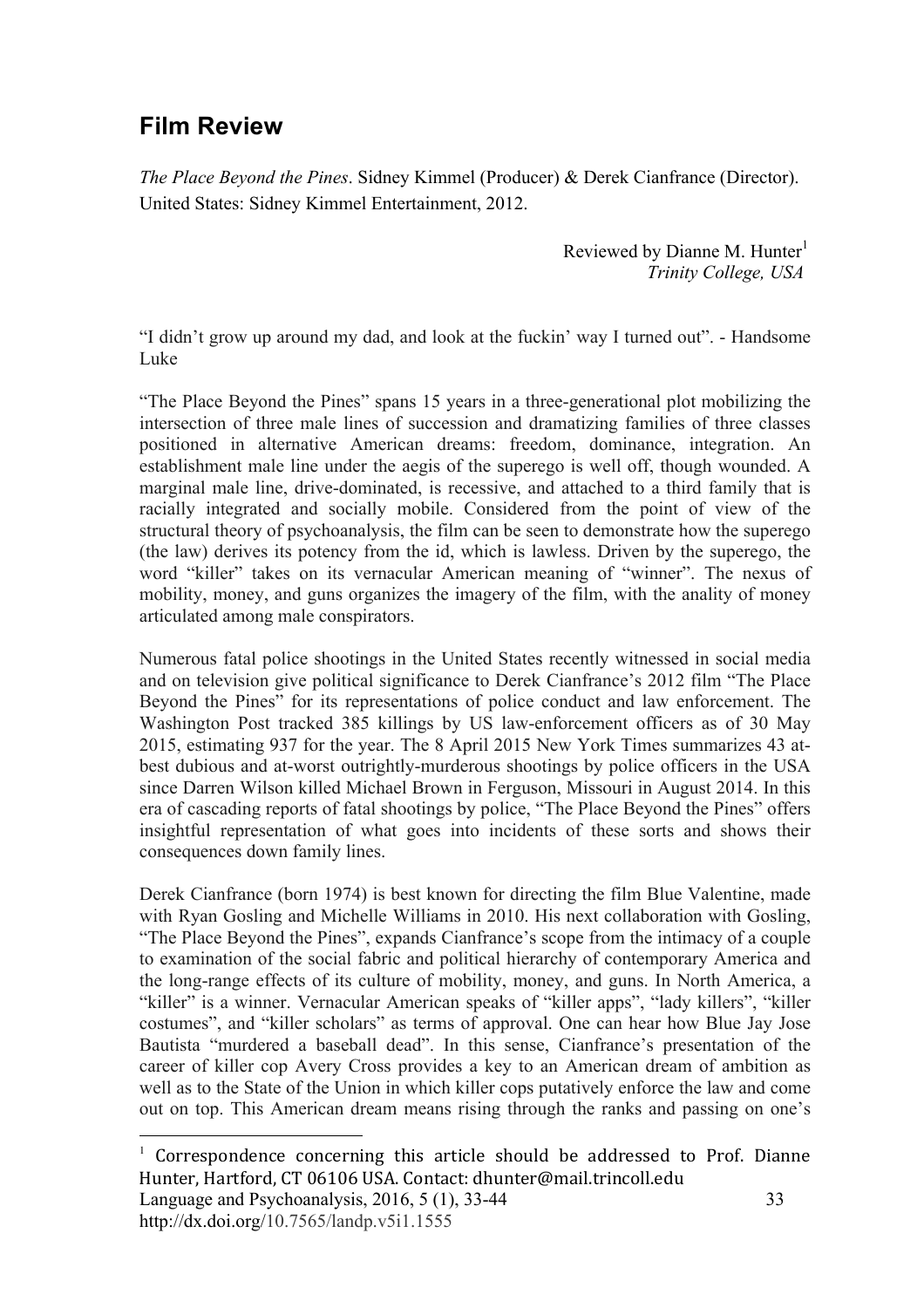# Film Review

*The Place Beyond the Pines*. Sidney Kimmel (Producer) & Derek Cianfrance (Director). United States: Sidney Kimmel Entertainment, 2012.

Reviewed by Dianne M. Hunter[1]
*Trinity College, USA*

"I didn't grow up around my dad, and look at the fuckin' way I turned out". - Handsome Luke

"The Place Beyond the Pines" spans 15 years in a three-generational plot mobilizing the intersection of three male lines of succession and dramatizing families of three classes positioned in alternative American dreams: freedom, dominance, integration. An establishment male line under the aegis of the superego is well off, though wounded. A marginal male line, drive-dominated, is recessive, and attached to a third family that is racially integrated and socially mobile. Considered from the point of view of the structural theory of psychoanalysis, the film can be seen to demonstrate how the superego (the law) derives its potency from the id, which is lawless. Driven by the superego, the word "killer" takes on its vernacular American meaning of "winner". The nexus of mobility, money, and guns organizes the imagery of the film, with the anality of money articulated among male conspirators.

Numerous fatal police shootings in the United States recently witnessed in social media and on television give political significance to Derek Cianfrance's 2012 film "The Place Beyond the Pines" for its representations of police conduct and law enforcement. The Washington Post tracked 385 killings by US law-enforcement officers as of 30 May 2015, estimating 937 for the year. The 8 April 2015 New York Times summarizes 43 at-best dubious and at-worst outrightly-murderous shootings by police officers in the USA since Darren Wilson killed Michael Brown in Ferguson, Missouri in August 2014. In this era of cascading reports of fatal shootings by police, "The Place Beyond the Pines" offers insightful representation of what goes into incidents of these sorts and shows their consequences down family lines.

Derek Cianfrance (born 1974) is best known for directing the film Blue Valentine, made with Ryan Gosling and Michelle Williams in 2010. His next collaboration with Gosling, "The Place Beyond the Pines", expands Cianfrance's scope from the intimacy of a couple to examination of the social fabric and political hierarchy of contemporary America and the long-range effects of its culture of mobility, money, and guns. In North America, a "killer" is a winner. Vernacular American speaks of "killer apps", "lady killers", "killer costumes", and "killer scholars" as terms of approval. One can hear how Blue Jay Jose Bautista "murdered a baseball dead". In this sense, Cianfrance's presentation of the career of killer cop Avery Cross provides a key to an American dream of ambition as well as to the State of the Union in which killer cops putatively enforce the law and come out on top. This American dream means rising through the ranks and passing on one's

[1] Correspondence concerning this article should be addressed to Prof. Dianne Hunter, Hartford, CT 06106 USA. Contact: dhunter@mail.trincoll.edu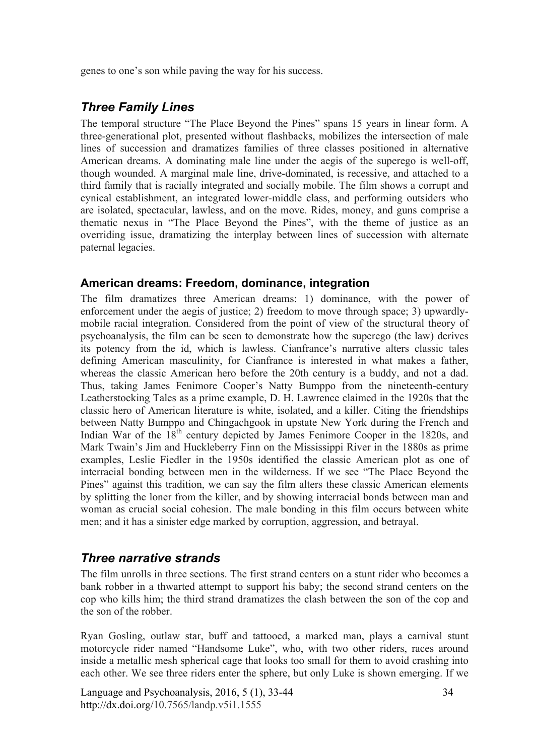genes to one's son while paving the way for his success.

## *Three Family Lines*

The temporal structure "The Place Beyond the Pines" spans 15 years in linear form. A three-generational plot, presented without flashbacks, mobilizes the intersection of male lines of succession and dramatizes families of three classes positioned in alternative American dreams. A dominating male line under the aegis of the superego is well-off, though wounded. A marginal male line, drive-dominated, is recessive, and attached to a third family that is racially integrated and socially mobile. The film shows a corrupt and cynical establishment, an integrated lower-middle class, and performing outsiders who are isolated, spectacular, lawless, and on the move. Rides, money, and guns comprise a thematic nexus in "The Place Beyond the Pines", with the theme of justice as an overriding issue, dramatizing the interplay between lines of succession with alternate paternal legacies.

### American dreams: Freedom, dominance, integration

The film dramatizes three American dreams: 1) dominance, with the power of enforcement under the aegis of justice; 2) freedom to move through space; 3) upwardly-mobile racial integration. Considered from the point of view of the structural theory of psychoanalysis, the film can be seen to demonstrate how the superego (the law) derives its potency from the id, which is lawless. Cianfrance's narrative alters classic tales defining American masculinity, for Cianfrance is interested in what makes a father, whereas the classic American hero before the 20th century is a buddy, and not a dad. Thus, taking James Fenimore Cooper's Natty Bumppo from the nineteenth-century Leatherstocking Tales as a prime example, D. H. Lawrence claimed in the 1920s that the classic hero of American literature is white, isolated, and a killer. Citing the friendships between Natty Bumppo and Chingachgook in upstate New York during the French and Indian War of the 18th century depicted by James Fenimore Cooper in the 1820s, and Mark Twain's Jim and Huckleberry Finn on the Mississippi River in the 1880s as prime examples, Leslie Fiedler in the 1950s identified the classic American plot as one of interracial bonding between men in the wilderness. If we see "The Place Beyond the Pines" against this tradition, we can say the film alters these classic American elements by splitting the loner from the killer, and by showing interracial bonds between man and woman as crucial social cohesion. The male bonding in this film occurs between white men; and it has a sinister edge marked by corruption, aggression, and betrayal.

## *Three narrative strands*

The film unrolls in three sections. The first strand centers on a stunt rider who becomes a bank robber in a thwarted attempt to support his baby; the second strand centers on the cop who kills him; the third strand dramatizes the clash between the son of the cop and the son of the robber.

Ryan Gosling, outlaw star, buff and tattooed, a marked man, plays a carnival stunt motorcycle rider named "Handsome Luke", who, with two other riders, races around inside a metallic mesh spherical cage that looks too small for them to avoid crashing into each other. We see three riders enter the sphere, but only Luke is shown emerging. If we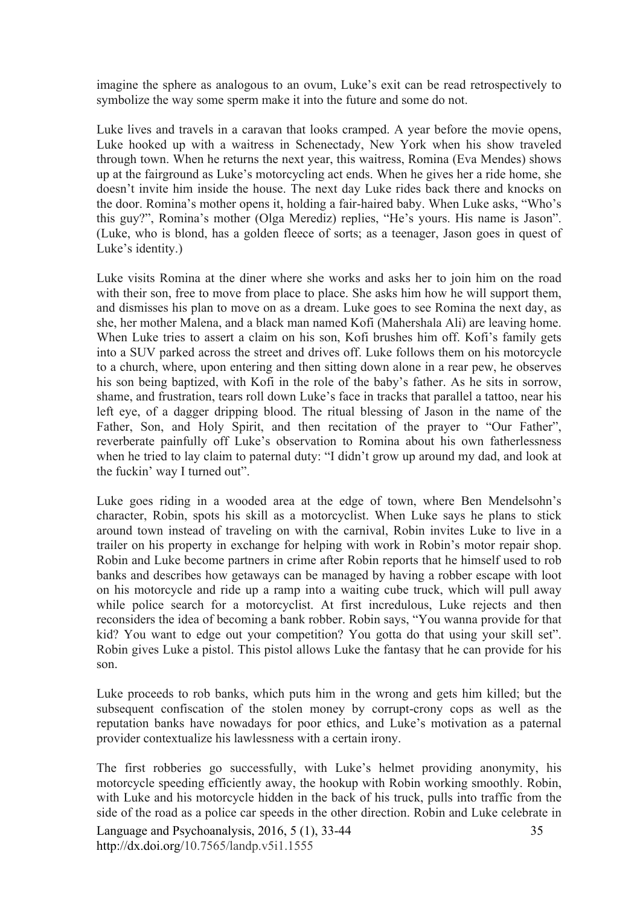imagine the sphere as analogous to an ovum, Luke's exit can be read retrospectively to symbolize the way some sperm make it into the future and some do not.

Luke lives and travels in a caravan that looks cramped. A year before the movie opens, Luke hooked up with a waitress in Schenectady, New York when his show traveled through town. When he returns the next year, this waitress, Romina (Eva Mendes) shows up at the fairground as Luke's motorcycling act ends. When he gives her a ride home, she doesn't invite him inside the house. The next day Luke rides back there and knocks on the door. Romina's mother opens it, holding a fair-haired baby. When Luke asks, "Who's this guy?", Romina's mother (Olga Meredíz) replies, "He's yours. His name is Jason". (Luke, who is blond, has a golden fleece of sorts; as a teenager, Jason goes in quest of Luke's identity.)

Luke visits Romina at the diner where she works and asks her to join him on the road with their son, free to move from place to place. She asks him how he will support them, and dismisses his plan to move on as a dream. Luke goes to see Romina the next day, as she, her mother Malena, and a black man named Kofi (Mahershala Ali) are leaving home. When Luke tries to assert a claim on his son, Kofi brushes him off. Kofi's family gets into a SUV parked across the street and drives off. Luke follows them on his motorcycle to a church, where, upon entering and then sitting down alone in a rear pew, he observes his son being baptized, with Kofi in the role of the baby's father. As he sits in sorrow, shame, and frustration, tears roll down Luke's face in tracks that parallel a tattoo, near his left eye, of a dagger dripping blood. The ritual blessing of Jason in the name of the Father, Son, and Holy Spirit, and then recitation of the prayer to "Our Father", reverberate painfully off Luke's observation to Romina about his own fatherlessness when he tried to lay claim to paternal duty: "I didn't grow up around my dad, and look at the fuckin' way I turned out".

Luke goes riding in a wooded area at the edge of town, where Ben Mendelsohn's character, Robin, spots his skill as a motorcyclist. When Luke says he plans to stick around town instead of traveling on with the carnival, Robin invites Luke to live in a trailer on his property in exchange for helping with work in Robin's motor repair shop. Robin and Luke become partners in crime after Robin reports that he himself used to rob banks and describes how getaways can be managed by having a robber escape with loot on his motorcycle and ride up a ramp into a waiting cube truck, which will pull away while police search for a motorcyclist. At first incredulous, Luke rejects and then reconsiders the idea of becoming a bank robber. Robin says, "You wanna provide for that kid? You want to edge out your competition? You gotta do that using your skill set". Robin gives Luke a pistol. This pistol allows Luke the fantasy that he can provide for his son.

Luke proceeds to rob banks, which puts him in the wrong and gets him killed; but the subsequent confiscation of the stolen money by corrupt-crony cops as well as the reputation banks have nowadays for poor ethics, and Luke's motivation as a paternal provider contextualize his lawlessness with a certain irony.

The first robberies go successfully, with Luke's helmet providing anonymity, his motorcycle speeding efficiently away, the hookup with Robin working smoothly. Robin, with Luke and his motorcycle hidden in the back of his truck, pulls into traffic from the side of the road as a police car speeds in the other direction. Robin and Luke celebrate in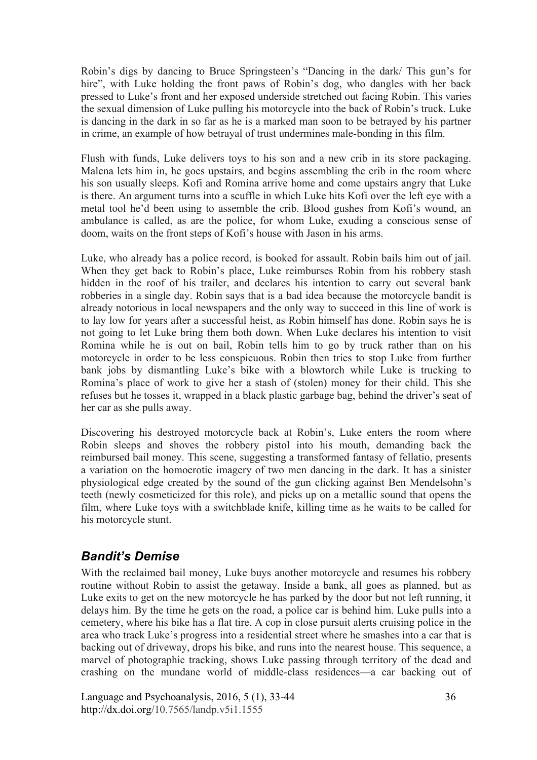Robin's digs by dancing to Bruce Springsteen's "Dancing in the dark/ This gun's for hire", with Luke holding the front paws of Robin's dog, who dangles with her back pressed to Luke's front and her exposed underside stretched out facing Robin. This varies the sexual dimension of Luke pulling his motorcycle into the back of Robin's truck. Luke is dancing in the dark in so far as he is a marked man soon to be betrayed by his partner in crime, an example of how betrayal of trust undermines male-bonding in this film.

Flush with funds, Luke delivers toys to his son and a new crib in its store packaging. Malena lets him in, he goes upstairs, and begins assembling the crib in the room where his son usually sleeps. Kofi and Romina arrive home and come upstairs angry that Luke is there. An argument turns into a scuffle in which Luke hits Kofi over the left eye with a metal tool he'd been using to assemble the crib. Blood gushes from Kofi's wound, an ambulance is called, as are the police, for whom Luke, exuding a conscious sense of doom, waits on the front steps of Kofi's house with Jason in his arms.

Luke, who already has a police record, is booked for assault. Robin bails him out of jail. When they get back to Robin's place, Luke reimburses Robin from his robbery stash hidden in the roof of his trailer, and declares his intention to carry out several bank robberies in a single day. Robin says that is a bad idea because the motorcycle bandit is already notorious in local newspapers and the only way to succeed in this line of work is to lay low for years after a successful heist, as Robin himself has done. Robin says he is not going to let Luke bring them both down. When Luke declares his intention to visit Romina while he is out on bail, Robin tells him to go by truck rather than on his motorcycle in order to be less conspicuous. Robin then tries to stop Luke from further bank jobs by dismantling Luke's bike with a blowtorch while Luke is trucking to Romina's place of work to give her a stash of (stolen) money for their child. This she refuses but he tosses it, wrapped in a black plastic garbage bag, behind the driver's seat of her car as she pulls away.

Discovering his destroyed motorcycle back at Robin's, Luke enters the room where Robin sleeps and shoves the robbery pistol into his mouth, demanding back the reimbursed bail money. This scene, suggesting a transformed fantasy of fellatio, presents a variation on the homoerotic imagery of two men dancing in the dark. It has a sinister physiological edge created by the sound of the gun clicking against Ben Mendelsohn's teeth (newly cosmeticized for this role), and picks up on a metallic sound that opens the film, where Luke toys with a switchblade knife, killing time as he waits to be called for his motorcycle stunt.

## *Bandit's Demise*

With the reclaimed bail money, Luke buys another motorcycle and resumes his robbery routine without Robin to assist the getaway. Inside a bank, all goes as planned, but as Luke exits to get on the new motorcycle he has parked by the door but not left running, it delays him. By the time he gets on the road, a police car is behind him. Luke pulls into a cemetery, where his bike has a flat tire. A cop in close pursuit alerts cruising police in the area who track Luke's progress into a residential street where he smashes into a car that is backing out of driveway, drops his bike, and runs into the nearest house. This sequence, a marvel of photographic tracking, shows Luke passing through territory of the dead and crashing on the mundane world of middle-class residences—a car backing out of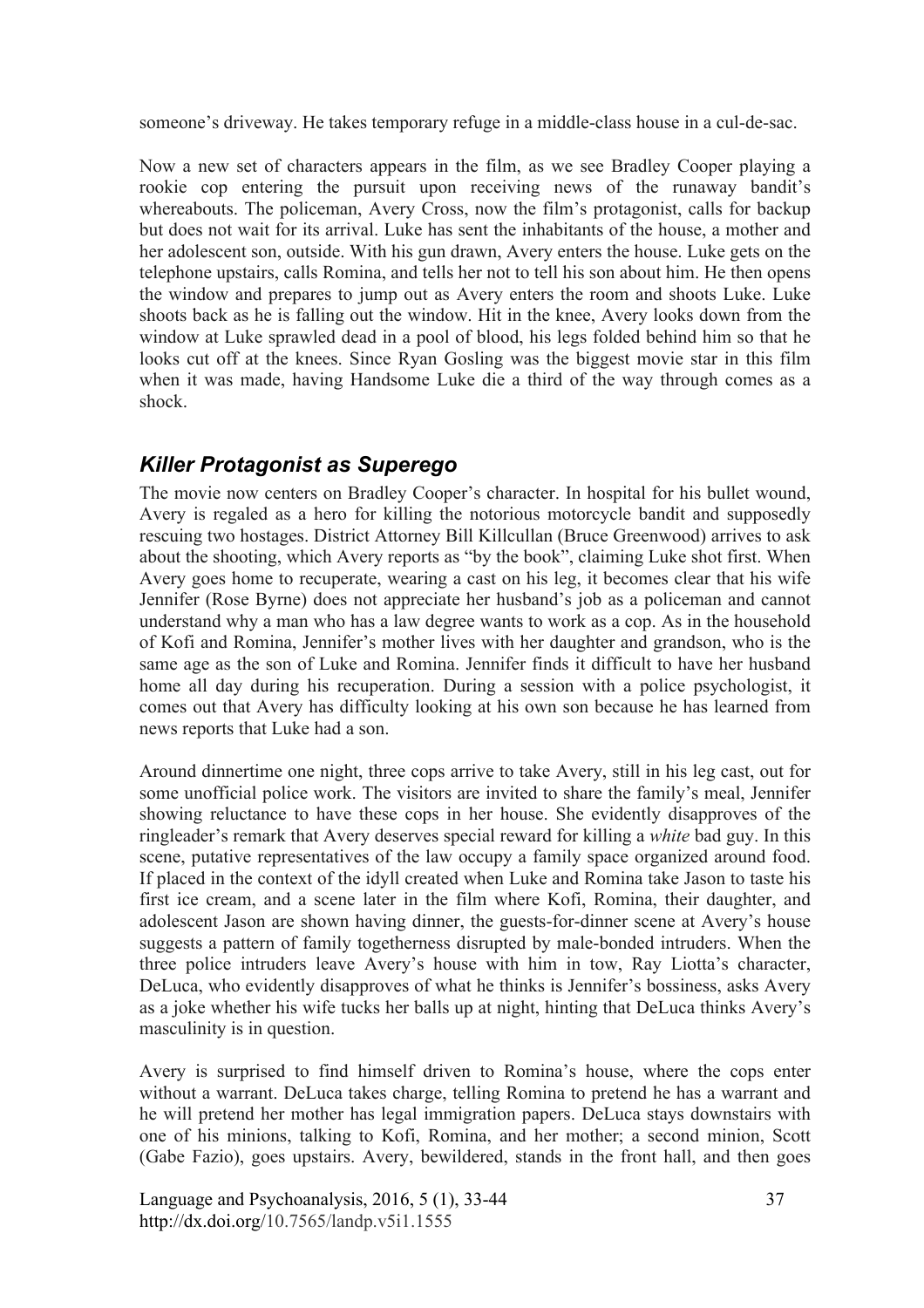someone's driveway. He takes temporary refuge in a middle-class house in a cul-de-sac.

Now a new set of characters appears in the film, as we see Bradley Cooper playing a rookie cop entering the pursuit upon receiving news of the runaway bandit's whereabouts. The policeman, Avery Cross, now the film's protagonist, calls for backup but does not wait for its arrival. Luke has sent the inhabitants of the house, a mother and her adolescent son, outside. With his gun drawn, Avery enters the house. Luke gets on the telephone upstairs, calls Romina, and tells her not to tell his son about him. He then opens the window and prepares to jump out as Avery enters the room and shoots Luke. Luke shoots back as he is falling out the window. Hit in the knee, Avery looks down from the window at Luke sprawled dead in a pool of blood, his legs folded behind him so that he looks cut off at the knees. Since Ryan Gosling was the biggest movie star in this film when it was made, having Handsome Luke die a third of the way through comes as a shock.

## *Killer Protagonist as Superego*

The movie now centers on Bradley Cooper's character. In hospital for his bullet wound, Avery is regaled as a hero for killing the notorious motorcycle bandit and supposedly rescuing two hostages. District Attorney Bill Killcullan (Bruce Greenwood) arrives to ask about the shooting, which Avery reports as "by the book", claiming Luke shot first. When Avery goes home to recuperate, wearing a cast on his leg, it becomes clear that his wife Jennifer (Rose Byrne) does not appreciate her husband's job as a policeman and cannot understand why a man who has a law degree wants to work as a cop. As in the household of Kofi and Romina, Jennifer's mother lives with her daughter and grandson, who is the same age as the son of Luke and Romina. Jennifer finds it difficult to have her husband home all day during his recuperation. During a session with a police psychologist, it comes out that Avery has difficulty looking at his own son because he has learned from news reports that Luke had a son.

Around dinnertime one night, three cops arrive to take Avery, still in his leg cast, out for some unofficial police work. The visitors are invited to share the family's meal, Jennifer showing reluctance to have these cops in her house. She evidently disapproves of the ringleader's remark that Avery deserves special reward for killing a *white* bad guy. In this scene, putative representatives of the law occupy a family space organized around food. If placed in the context of the idyll created when Luke and Romina take Jason to taste his first ice cream, and a scene later in the film where Kofi, Romina, their daughter, and adolescent Jason are shown having dinner, the guests-for-dinner scene at Avery's house suggests a pattern of family togetherness disrupted by male-bonded intruders. When the three police intruders leave Avery's house with him in tow, Ray Liotta's character, DeLuca, who evidently disapproves of what he thinks is Jennifer's bossiness, asks Avery as a joke whether his wife tucks her balls up at night, hinting that DeLuca thinks Avery's masculinity is in question.

Avery is surprised to find himself driven to Romina's house, where the cops enter without a warrant. DeLuca takes charge, telling Romina to pretend he has a warrant and he will pretend her mother has legal immigration papers. DeLuca stays downstairs with one of his minions, talking to Kofi, Romina, and her mother; a second minion, Scott (Gabe Fazio), goes upstairs. Avery, bewildered, stands in the front hall, and then goes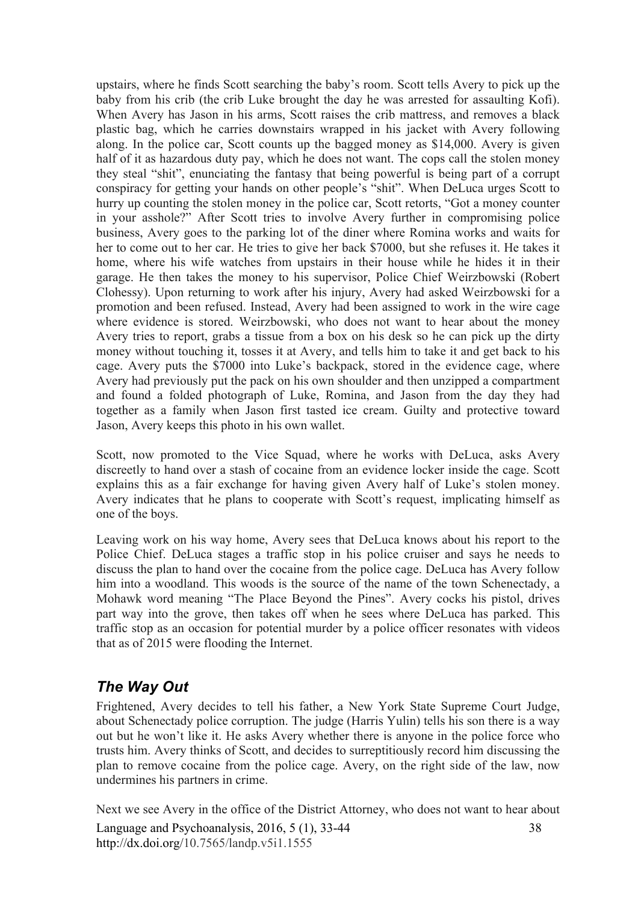upstairs, where he finds Scott searching the baby's room. Scott tells Avery to pick up the baby from his crib (the crib Luke brought the day he was arrested for assaulting Kofi). When Avery has Jason in his arms, Scott raises the crib mattress, and removes a black plastic bag, which he carries downstairs wrapped in his jacket with Avery following along. In the police car, Scott counts up the bagged money as $14,000. Avery is given half of it as hazardous duty pay, which he does not want. The cops call the stolen money they steal "shit", enunciating the fantasy that being powerful is being part of a corrupt conspiracy for getting your hands on other people's "shit". When DeLuca urges Scott to hurry up counting the stolen money in the police car, Scott retorts, "Got a money counter in your asshole?" After Scott tries to involve Avery further in compromising police business, Avery goes to the parking lot of the diner where Romina works and waits for her to come out to her car. He tries to give her back $7000, but she refuses it. He takes it home, where his wife watches from upstairs in their house while he hides it in their garage. He then takes the money to his supervisor, Police Chief Weirzbowski (Robert Clohessy). Upon returning to work after his injury, Avery had asked Weirzbowski for a promotion and been refused. Instead, Avery had been assigned to work in the wire cage where evidence is stored. Weirzbowski, who does not want to hear about the money Avery tries to report, grabs a tissue from a box on his desk so he can pick up the dirty money without touching it, tosses it at Avery, and tells him to take it and get back to his cage. Avery puts the $7000 into Luke's backpack, stored in the evidence cage, where Avery had previously put the pack on his own shoulder and then unzipped a compartment and found a folded photograph of Luke, Romina, and Jason from the day they had together as a family when Jason first tasted ice cream. Guilty and protective toward Jason, Avery keeps this photo in his own wallet.

Scott, now promoted to the Vice Squad, where he works with DeLuca, asks Avery discreetly to hand over a stash of cocaine from an evidence locker inside the cage. Scott explains this as a fair exchange for having given Avery half of Luke's stolen money. Avery indicates that he plans to cooperate with Scott's request, implicating himself as one of the boys.

Leaving work on his way home, Avery sees that DeLuca knows about his report to the Police Chief. DeLuca stages a traffic stop in his police cruiser and says he needs to discuss the plan to hand over the cocaine from the police cage. DeLuca has Avery follow him into a woodland. This woods is the source of the name of the town Schenectady, a Mohawk word meaning "The Place Beyond the Pines". Avery cocks his pistol, drives part way into the grove, then takes off when he sees where DeLuca has parked. This traffic stop as an occasion for potential murder by a police officer resonates with videos that as of 2015 were flooding the Internet.

## *The Way Out*

Frightened, Avery decides to tell his father, a New York State Supreme Court Judge, about Schenectady police corruption. The judge (Harris Yulin) tells his son there is a way out but he won't like it. He asks Avery whether there is anyone in the police force who trusts him. Avery thinks of Scott, and decides to surreptitiously record him discussing the plan to remove cocaine from the police cage. Avery, on the right side of the law, now undermines his partners in crime.

Next we see Avery in the office of the District Attorney, who does not want to hear about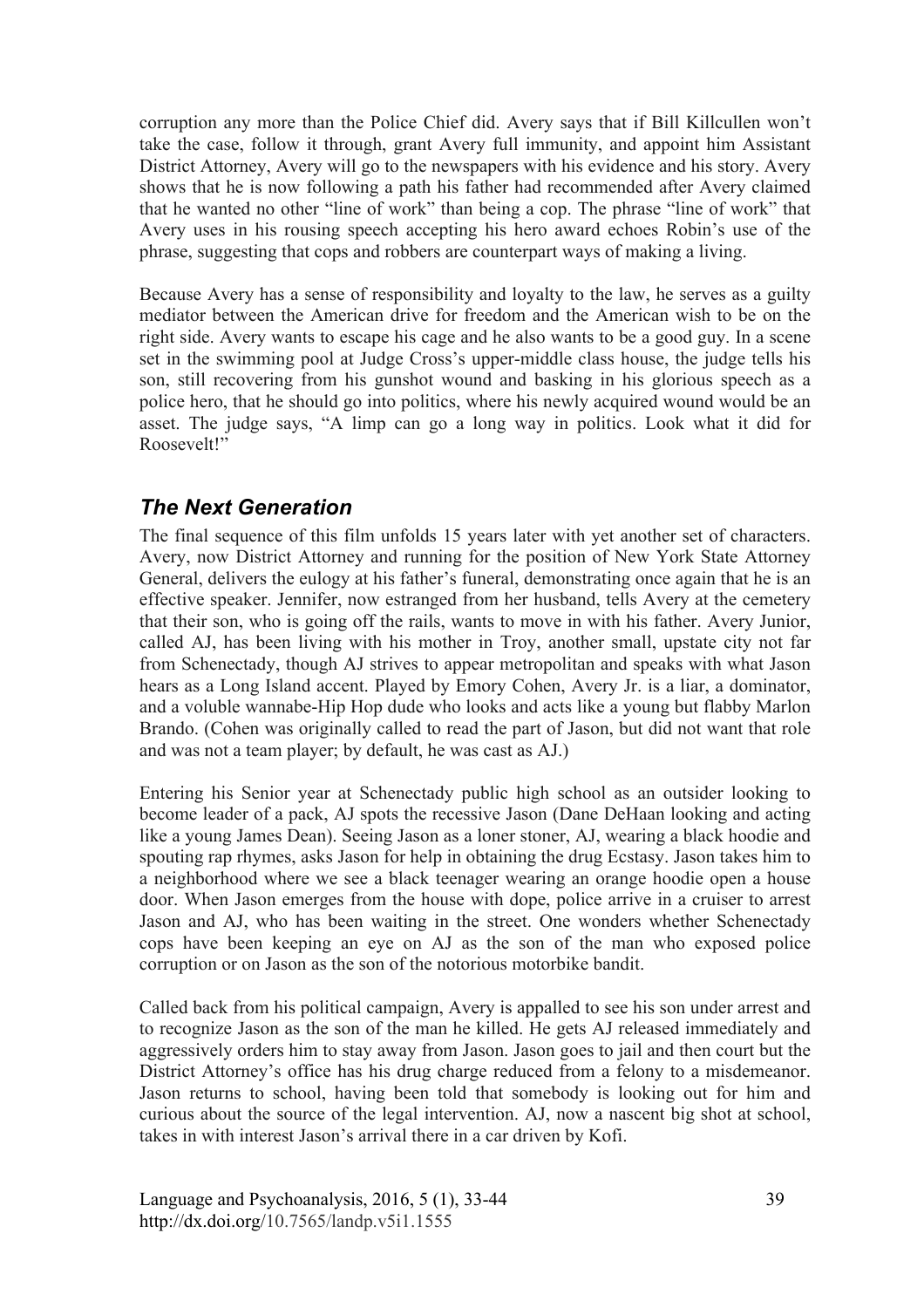corruption any more than the Police Chief did. Avery says that if Bill Killcullen won't take the case, follow it through, grant Avery full immunity, and appoint him Assistant District Attorney, Avery will go to the newspapers with his evidence and his story. Avery shows that he is now following a path his father had recommended after Avery claimed that he wanted no other "line of work" than being a cop. The phrase "line of work" that Avery uses in his rousing speech accepting his hero award echoes Robin's use of the phrase, suggesting that cops and robbers are counterpart ways of making a living.

Because Avery has a sense of responsibility and loyalty to the law, he serves as a guilty mediator between the American drive for freedom and the American wish to be on the right side. Avery wants to escape his cage and he also wants to be a good guy. In a scene set in the swimming pool at Judge Cross's upper-middle class house, the judge tells his son, still recovering from his gunshot wound and basking in his glorious speech as a police hero, that he should go into politics, where his newly acquired wound would be an asset. The judge says, "A limp can go a long way in politics. Look what it did for Roosevelt!"

## *The Next Generation*

The final sequence of this film unfolds 15 years later with yet another set of characters. Avery, now District Attorney and running for the position of New York State Attorney General, delivers the eulogy at his father's funeral, demonstrating once again that he is an effective speaker. Jennifer, now estranged from her husband, tells Avery at the cemetery that their son, who is going off the rails, wants to move in with his father. Avery Junior, called AJ, has been living with his mother in Troy, another small, upstate city not far from Schenectady, though AJ strives to appear metropolitan and speaks with what Jason hears as a Long Island accent. Played by Emory Cohen, Avery Jr. is a liar, a dominator, and a voluble wannabe-Hip Hop dude who looks and acts like a young but flabby Marlon Brando. (Cohen was originally called to read the part of Jason, but did not want that role and was not a team player; by default, he was cast as AJ.)

Entering his Senior year at Schenectady public high school as an outsider looking to become leader of a pack, AJ spots the recessive Jason (Dane DeHaan looking and acting like a young James Dean). Seeing Jason as a loner stoner, AJ, wearing a black hoodie and spouting rap rhymes, asks Jason for help in obtaining the drug Ecstasy. Jason takes him to a neighborhood where we see a black teenager wearing an orange hoodie open a house door. When Jason emerges from the house with dope, police arrive in a cruiser to arrest Jason and AJ, who has been waiting in the street. One wonders whether Schenectady cops have been keeping an eye on AJ as the son of the man who exposed police corruption or on Jason as the son of the notorious motorbike bandit.

Called back from his political campaign, Avery is appalled to see his son under arrest and to recognize Jason as the son of the man he killed. He gets AJ released immediately and aggressively orders him to stay away from Jason. Jason goes to jail and then court but the District Attorney's office has his drug charge reduced from a felony to a misdemeanor. Jason returns to school, having been told that somebody is looking out for him and curious about the source of the legal intervention. AJ, now a nascent big shot at school, takes in with interest Jason's arrival there in a car driven by Kofi.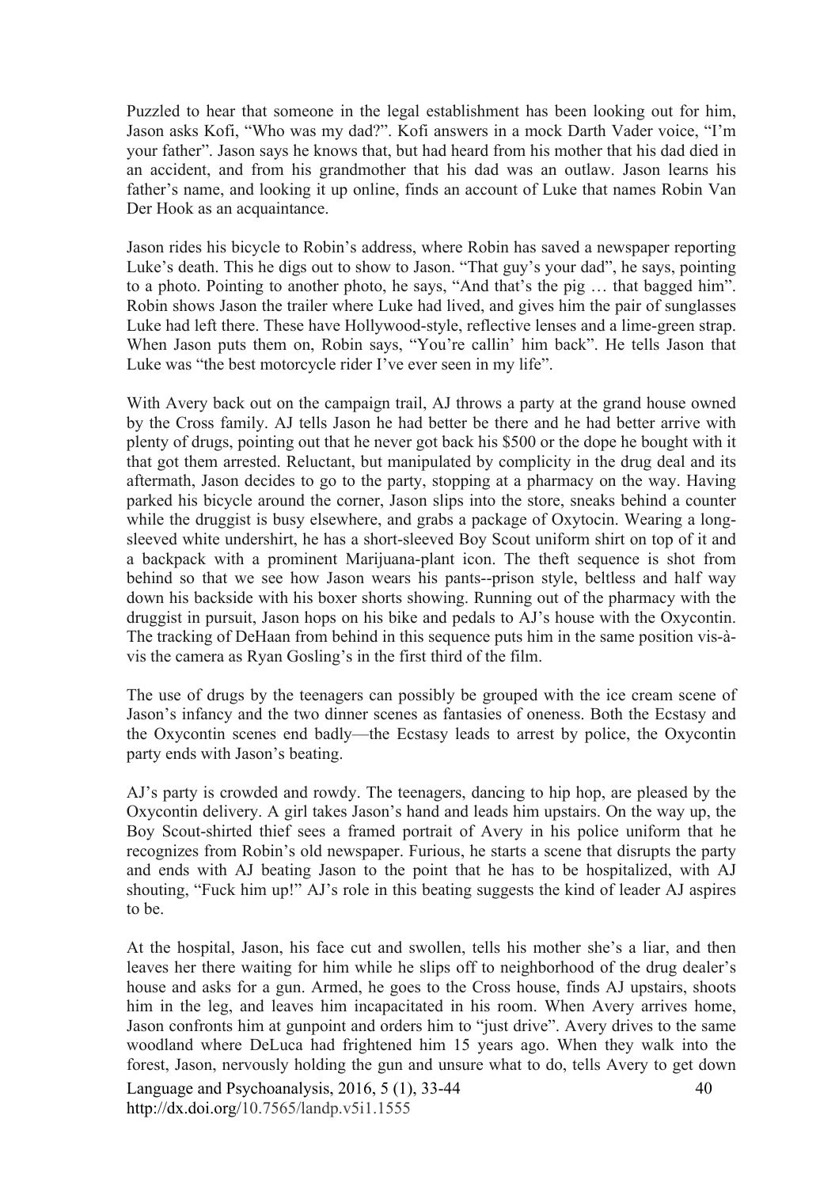Puzzled to hear that someone in the legal establishment has been looking out for him, Jason asks Kofi, "Who was my dad?". Kofi answers in a mock Darth Vader voice, "I'm your father". Jason says he knows that, but had heard from his mother that his dad died in an accident, and from his grandmother that his dad was an outlaw. Jason learns his father's name, and looking it up online, finds an account of Luke that names Robin Van Der Hook as an acquaintance.

Jason rides his bicycle to Robin's address, where Robin has saved a newspaper reporting Luke's death. This he digs out to show to Jason. "That guy's your dad", he says, pointing to a photo. Pointing to another photo, he says, "And that's the pig … that bagged him". Robin shows Jason the trailer where Luke had lived, and gives him the pair of sunglasses Luke had left there. These have Hollywood-style, reflective lenses and a lime-green strap. When Jason puts them on, Robin says, "You're callin' him back". He tells Jason that Luke was "the best motorcycle rider I've ever seen in my life".

With Avery back out on the campaign trail, AJ throws a party at the grand house owned by the Cross family. AJ tells Jason he had better be there and he had better arrive with plenty of drugs, pointing out that he never got back his $500 or the dope he bought with it that got them arrested. Reluctant, but manipulated by complicity in the drug deal and its aftermath, Jason decides to go to the party, stopping at a pharmacy on the way. Having parked his bicycle around the corner, Jason slips into the store, sneaks behind a counter while the druggist is busy elsewhere, and grabs a package of Oxytocin. Wearing a long-sleeved white undershirt, he has a short-sleeved Boy Scout uniform shirt on top of it and a backpack with a prominent Marijuana-plant icon. The theft sequence is shot from behind so that we see how Jason wears his pants--prison style, beltless and half way down his backside with his boxer shorts showing. Running out of the pharmacy with the druggist in pursuit, Jason hops on his bike and pedals to AJ's house with the Oxycontin. The tracking of DeHaan from behind in this sequence puts him in the same position vis-à-vis the camera as Ryan Gosling's in the first third of the film.

The use of drugs by the teenagers can possibly be grouped with the ice cream scene of Jason's infancy and the two dinner scenes as fantasies of oneness. Both the Ecstasy and the Oxycontin scenes end badly—the Ecstasy leads to arrest by police, the Oxycontin party ends with Jason's beating.

AJ's party is crowded and rowdy. The teenagers, dancing to hip hop, are pleased by the Oxycontin delivery. A girl takes Jason's hand and leads him upstairs. On the way up, the Boy Scout-shirted thief sees a framed portrait of Avery in his police uniform that he recognizes from Robin's old newspaper. Furious, he starts a scene that disrupts the party and ends with AJ beating Jason to the point that he has to be hospitalized, with AJ shouting, "Fuck him up!" AJ's role in this beating suggests the kind of leader AJ aspires to be.

At the hospital, Jason, his face cut and swollen, tells his mother she's a liar, and then leaves her there waiting for him while he slips off to neighborhood of the drug dealer's house and asks for a gun. Armed, he goes to the Cross house, finds AJ upstairs, shoots him in the leg, and leaves him incapacitated in his room. When Avery arrives home, Jason confronts him at gunpoint and orders him to "just drive". Avery drives to the same woodland where DeLuca had frightened him 15 years ago. When they walk into the forest, Jason, nervously holding the gun and unsure what to do, tells Avery to get down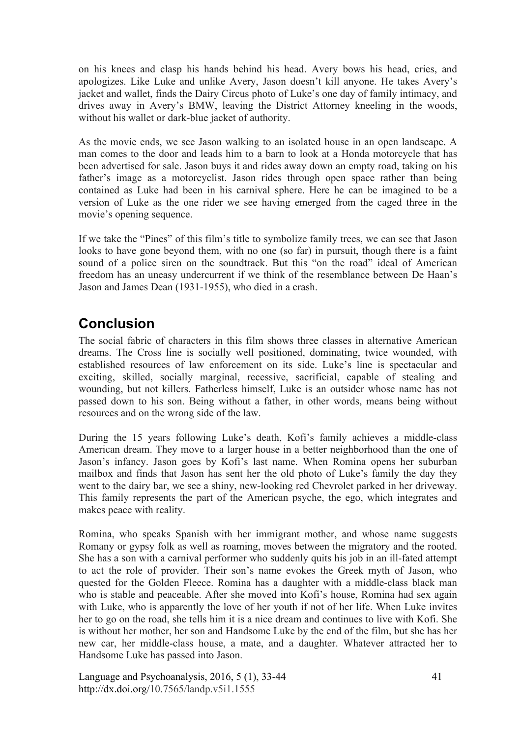on his knees and clasp his hands behind his head. Avery bows his head, cries, and apologizes. Like Luke and unlike Avery, Jason doesn't kill anyone. He takes Avery's jacket and wallet, finds the Dairy Circus photo of Luke's one day of family intimacy, and drives away in Avery's BMW, leaving the District Attorney kneeling in the woods, without his wallet or dark-blue jacket of authority.

As the movie ends, we see Jason walking to an isolated house in an open landscape. A man comes to the door and leads him to a barn to look at a Honda motorcycle that has been advertised for sale. Jason buys it and rides away down an empty road, taking on his father's image as a motorcyclist. Jason rides through open space rather than being contained as Luke had been in his carnival sphere. Here he can be imagined to be a version of Luke as the one rider we see having emerged from the caged three in the movie's opening sequence.

If we take the "Pines" of this film's title to symbolize family trees, we can see that Jason looks to have gone beyond them, with no one (so far) in pursuit, though there is a faint sound of a police siren on the soundtrack. But this "on the road" ideal of American freedom has an uneasy undercurrent if we think of the resemblance between De Haan's Jason and James Dean (1931-1955), who died in a crash.

## Conclusion

The social fabric of characters in this film shows three classes in alternative American dreams. The Cross line is socially well positioned, dominating, twice wounded, with established resources of law enforcement on its side. Luke's line is spectacular and exciting, skilled, socially marginal, recessive, sacrificial, capable of stealing and wounding, but not killers. Fatherless himself, Luke is an outsider whose name has not passed down to his son. Being without a father, in other words, means being without resources and on the wrong side of the law.

During the 15 years following Luke's death, Kofi's family achieves a middle-class American dream. They move to a larger house in a better neighborhood than the one of Jason's infancy. Jason goes by Kofi's last name. When Romina opens her suburban mailbox and finds that Jason has sent her the old photo of Luke's family the day they went to the dairy bar, we see a shiny, new-looking red Chevrolet parked in her driveway. This family represents the part of the American psyche, the ego, which integrates and makes peace with reality.

Romina, who speaks Spanish with her immigrant mother, and whose name suggests Romany or gypsy folk as well as roaming, moves between the migratory and the rooted. She has a son with a carnival performer who suddenly quits his job in an ill-fated attempt to act the role of provider. Their son's name evokes the Greek myth of Jason, who quested for the Golden Fleece. Romina has a daughter with a middle-class black man who is stable and peaceable. After she moved into Kofi's house, Romina had sex again with Luke, who is apparently the love of her youth if not of her life. When Luke invites her to go on the road, she tells him it is a nice dream and continues to live with Kofi. She is without her mother, her son and Handsome Luke by the end of the film, but she has her new car, her middle-class house, a mate, and a daughter. Whatever attracted her to Handsome Luke has passed into Jason.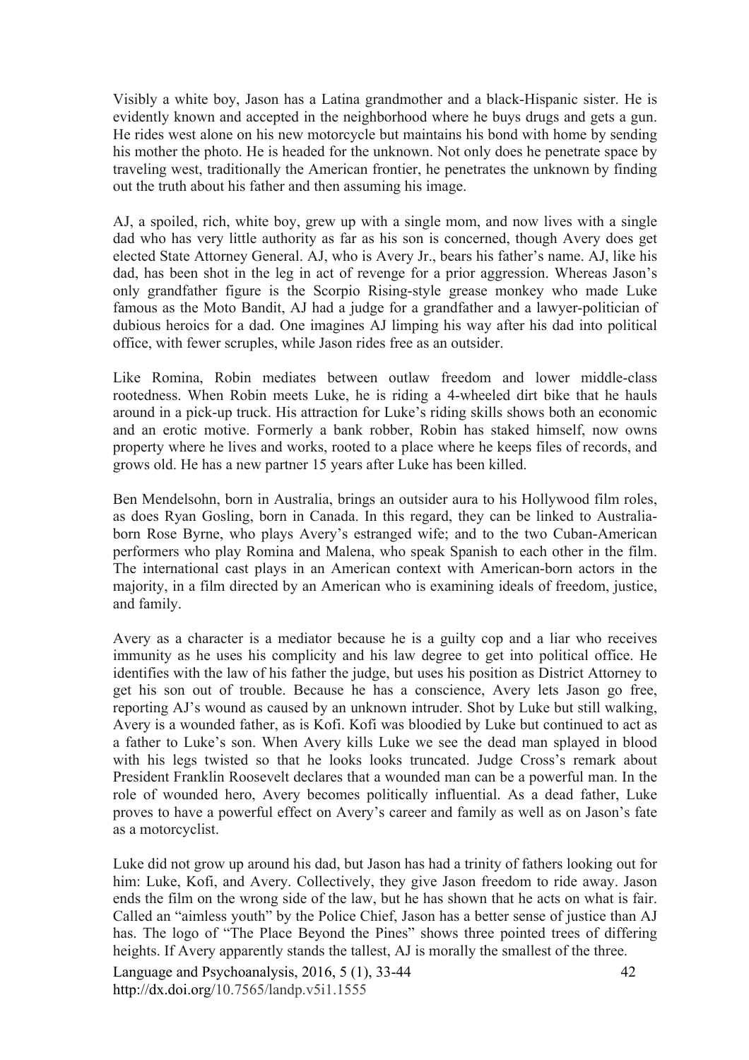Visibly a white boy, Jason has a Latina grandmother and a black-Hispanic sister. He is evidently known and accepted in the neighborhood where he buys drugs and gets a gun. He rides west alone on his new motorcycle but maintains his bond with home by sending his mother the photo. He is headed for the unknown. Not only does he penetrate space by traveling west, traditionally the American frontier, he penetrates the unknown by finding out the truth about his father and then assuming his image.

AJ, a spoiled, rich, white boy, grew up with a single mom, and now lives with a single dad who has very little authority as far as his son is concerned, though Avery does get elected State Attorney General. AJ, who is Avery Jr., bears his father's name. AJ, like his dad, has been shot in the leg in act of revenge for a prior aggression. Whereas Jason's only grandfather figure is the Scorpio Rising-style grease monkey who made Luke famous as the Moto Bandit, AJ had a judge for a grandfather and a lawyer-politician of dubious heroics for a dad. One imagines AJ limping his way after his dad into political office, with fewer scruples, while Jason rides free as an outsider.

Like Romina, Robin mediates between outlaw freedom and lower middle-class rootedness. When Robin meets Luke, he is riding a 4-wheeled dirt bike that he hauls around in a pick-up truck. His attraction for Luke's riding skills shows both an economic and an erotic motive. Formerly a bank robber, Robin has staked himself, now owns property where he lives and works, rooted to a place where he keeps files of records, and grows old. He has a new partner 15 years after Luke has been killed.

Ben Mendelsohn, born in Australia, brings an outsider aura to his Hollywood film roles, as does Ryan Gosling, born in Canada. In this regard, they can be linked to Australia-born Rose Byrne, who plays Avery's estranged wife; and to the two Cuban-American performers who play Romina and Malena, who speak Spanish to each other in the film. The international cast plays in an American context with American-born actors in the majority, in a film directed by an American who is examining ideals of freedom, justice, and family.

Avery as a character is a mediator because he is a guilty cop and a liar who receives immunity as he uses his complicity and his law degree to get into political office. He identifies with the law of his father the judge, but uses his position as District Attorney to get his son out of trouble. Because he has a conscience, Avery lets Jason go free, reporting AJ's wound as caused by an unknown intruder. Shot by Luke but still walking, Avery is a wounded father, as is Kofi. Kofi was bloodied by Luke but continued to act as a father to Luke's son. When Avery kills Luke we see the dead man splayed in blood with his legs twisted so that he looks looks truncated. Judge Cross's remark about President Franklin Roosevelt declares that a wounded man can be a powerful man. In the role of wounded hero, Avery becomes politically influential. As a dead father, Luke proves to have a powerful effect on Avery's career and family as well as on Jason's fate as a motorcyclist.

Luke did not grow up around his dad, but Jason has had a trinity of fathers looking out for him: Luke, Kofi, and Avery. Collectively, they give Jason freedom to ride away. Jason ends the film on the wrong side of the law, but he has shown that he acts on what is fair. Called an "aimless youth" by the Police Chief, Jason has a better sense of justice than AJ has. The logo of "The Place Beyond the Pines" shows three pointed trees of differing heights. If Avery apparently stands the tallest, AJ is morally the smallest of the three.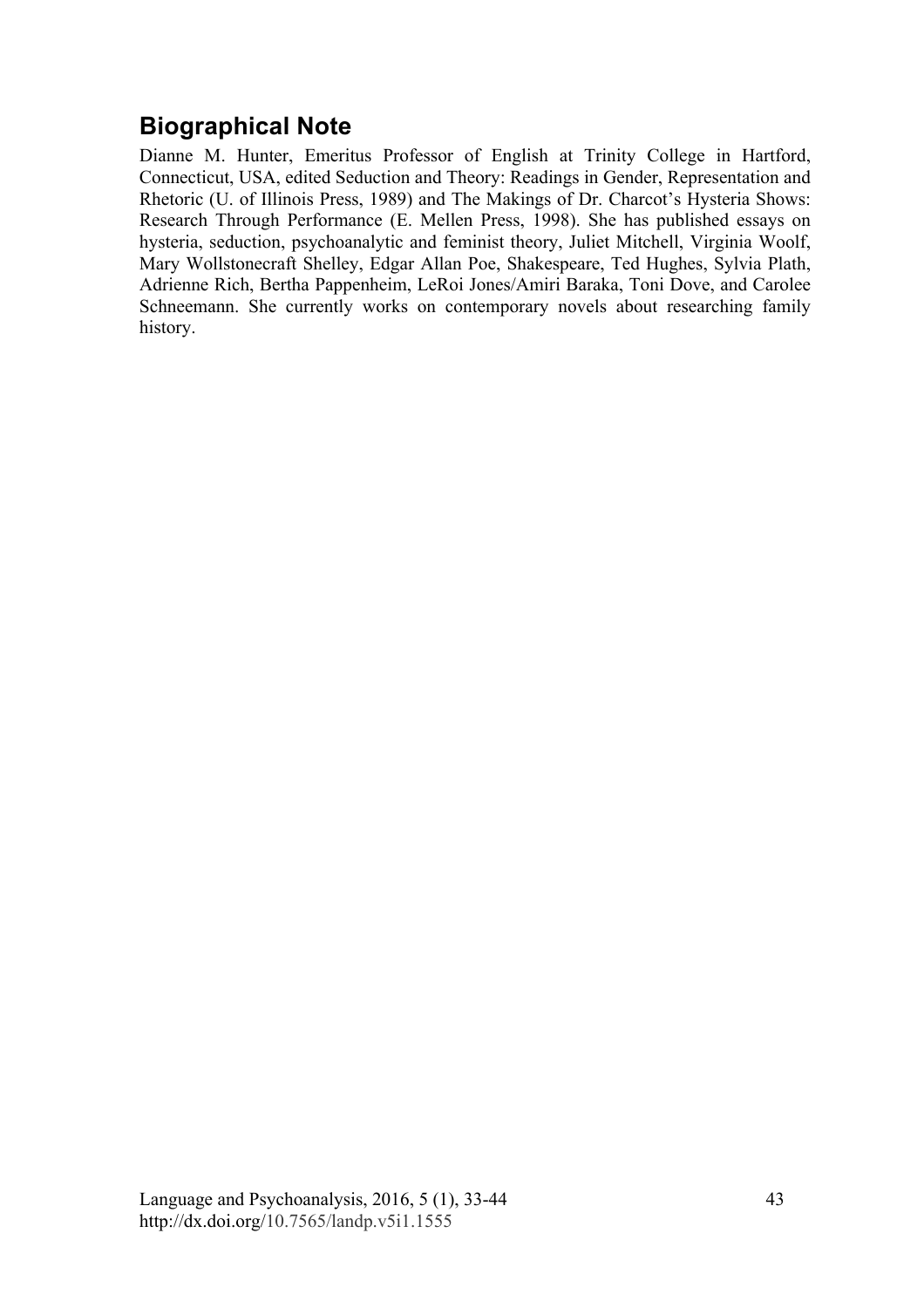## Biographical Note

Dianne M. Hunter, Emeritus Professor of English at Trinity College in Hartford, Connecticut, USA, edited Seduction and Theory: Readings in Gender, Representation and Rhetoric (U. of Illinois Press, 1989) and The Makings of Dr. Charcot's Hysteria Shows: Research Through Performance (E. Mellen Press, 1998). She has published essays on hysteria, seduction, psychoanalytic and feminist theory, Juliet Mitchell, Virginia Woolf, Mary Wollstonecraft Shelley, Edgar Allan Poe, Shakespeare, Ted Hughes, Sylvia Plath, Adrienne Rich, Bertha Pappenheim, LeRoi Jones/Amiri Baraka, Toni Dove, and Carolee Schneemann. She currently works on contemporary novels about researching family history.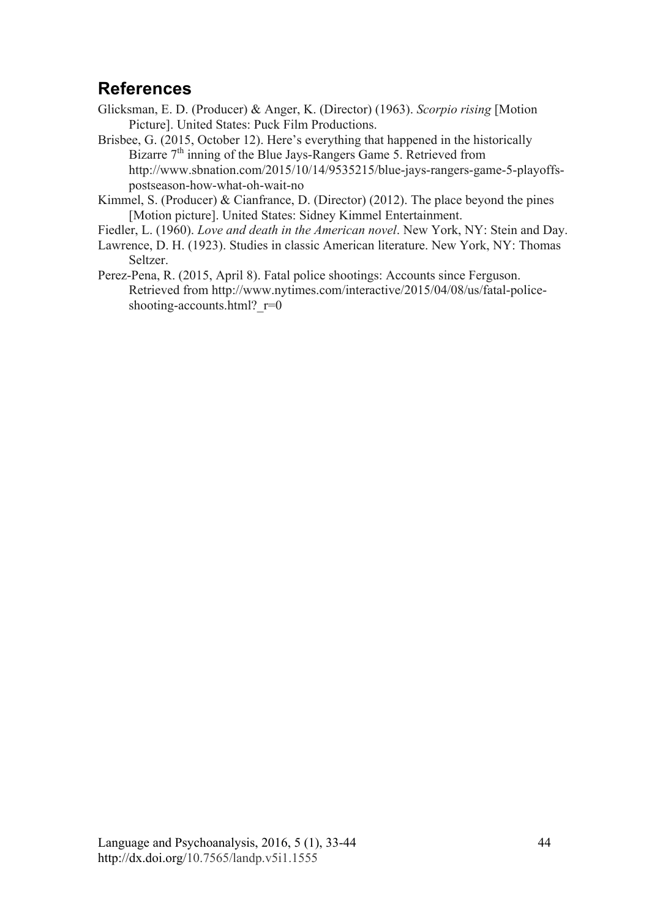## References

Glicksman, E. D. (Producer) & Anger, K. (Director) (1963). *Scorpio rising* [Motion Picture]. United States: Puck Film Productions.

Brisbee, G. (2015, October 12). Here's everything that happened in the historically Bizarre 7th inning of the Blue Jays-Rangers Game 5. Retrieved from http://www.sbnation.com/2015/10/14/9535215/blue-jays-rangers-game-5-playoffs-postseason-how-what-oh-wait-no

Kimmel, S. (Producer) & Cianfrance, D. (Director) (2012). The place beyond the pines [Motion picture]. United States: Sidney Kimmel Entertainment.

Fiedler, L. (1960). *Love and death in the American novel*. New York, NY: Stein and Day.

Lawrence, D. H. (1923). Studies in classic American literature. New York, NY: Thomas Seltzer.

Perez-Pena, R. (2015, April 8). Fatal police shootings: Accounts since Ferguson. Retrieved from http://www.nytimes.com/interactive/2015/04/08/us/fatal-police-shooting-accounts.html?_r=0